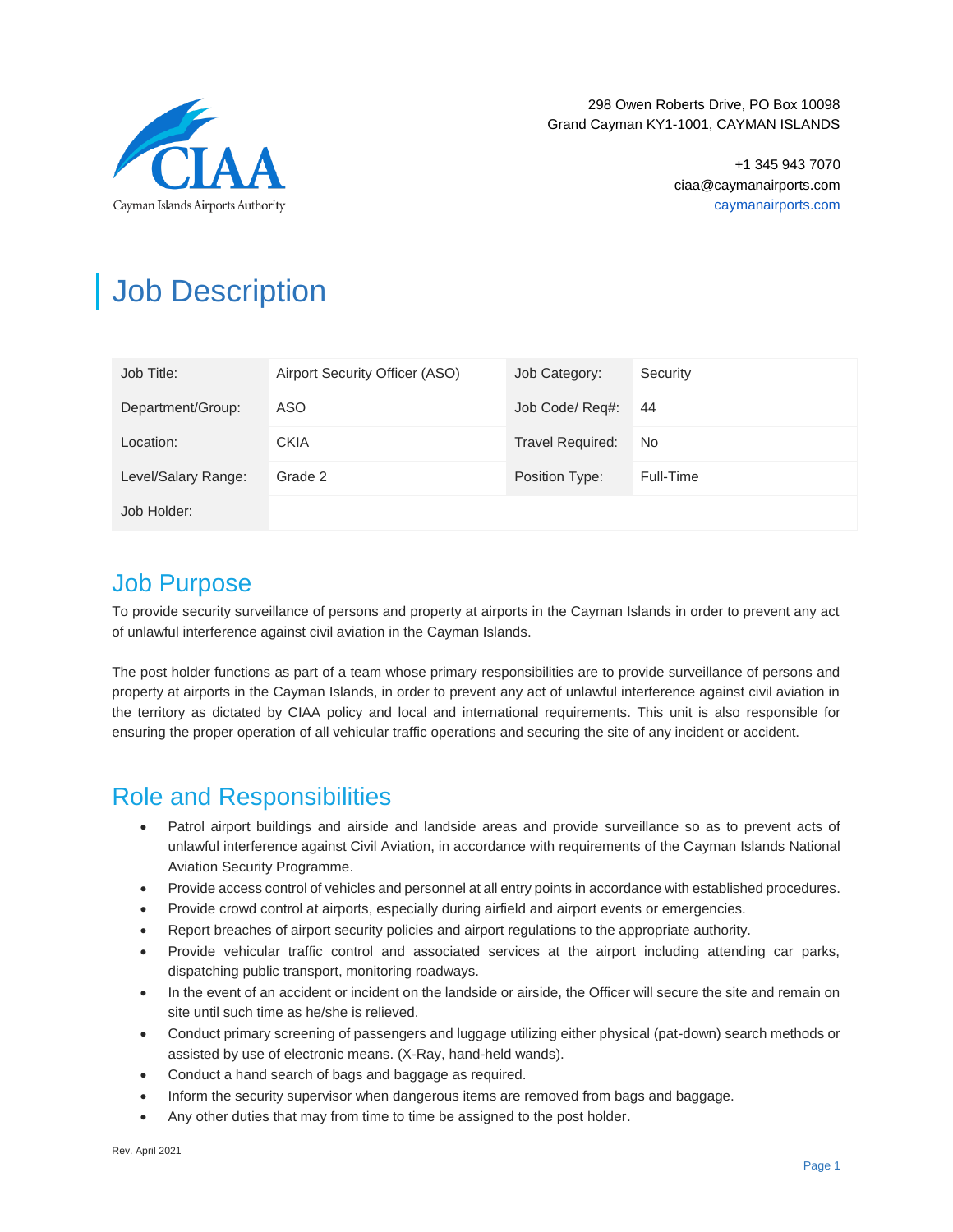Cayman Islands Airports Authority

298 Owen Roberts Drive, PO Box 10098
Grand Cayman KY1-1001, CAYMAN ISLANDS

+1 345 943 7070
ciaa@caymanairports.com
caymanairports.com

# Job Description

| Job Title: | Airport Security Officer (ASO) | Job Category: | Security |
|---|---|---|---|
| Department/Group: | ASO | Job Code/ Req#: | 44 |
| Location: | CKIA | Travel Required: | No |
| Level/Salary Range: | Grade 2 | Position Type: | Full-Time |
| Job Holder: | | | |

## Job Purpose

To provide security surveillance of persons and property at airports in the Cayman Islands in order to prevent any act of unlawful interference against civil aviation in the Cayman Islands.

The post holder functions as part of a team whose primary responsibilities are to provide surveillance of persons and property at airports in the Cayman Islands, in order to prevent any act of unlawful interference against civil aviation in the territory as dictated by CIAA policy and local and international requirements. This unit is also responsible for ensuring the proper operation of all vehicular traffic operations and securing the site of any incident or accident.

## Role and Responsibilities

- Patrol airport buildings and airside and landside areas and provide surveillance so as to prevent acts of unlawful interference against Civil Aviation, in accordance with requirements of the Cayman Islands National Aviation Security Programme.
- Provide access control of vehicles and personnel at all entry points in accordance with established procedures.
- Provide crowd control at airports, especially during airfield and airport events or emergencies.
- Report breaches of airport security policies and airport regulations to the appropriate authority.
- Provide vehicular traffic control and associated services at the airport including attending car parks, dispatching public transport, monitoring roadways.
- In the event of an accident or incident on the landside or airside, the Officer will secure the site and remain on site until such time as he/she is relieved.
- Conduct primary screening of passengers and luggage utilizing either physical (pat-down) search methods or assisted by use of electronic means. (X-Ray, hand-held wands).
- Conduct a hand search of bags and baggage as required.
- Inform the security supervisor when dangerous items are removed from bags and baggage.
- Any other duties that may from time to time be assigned to the post holder.

Rev. April 2021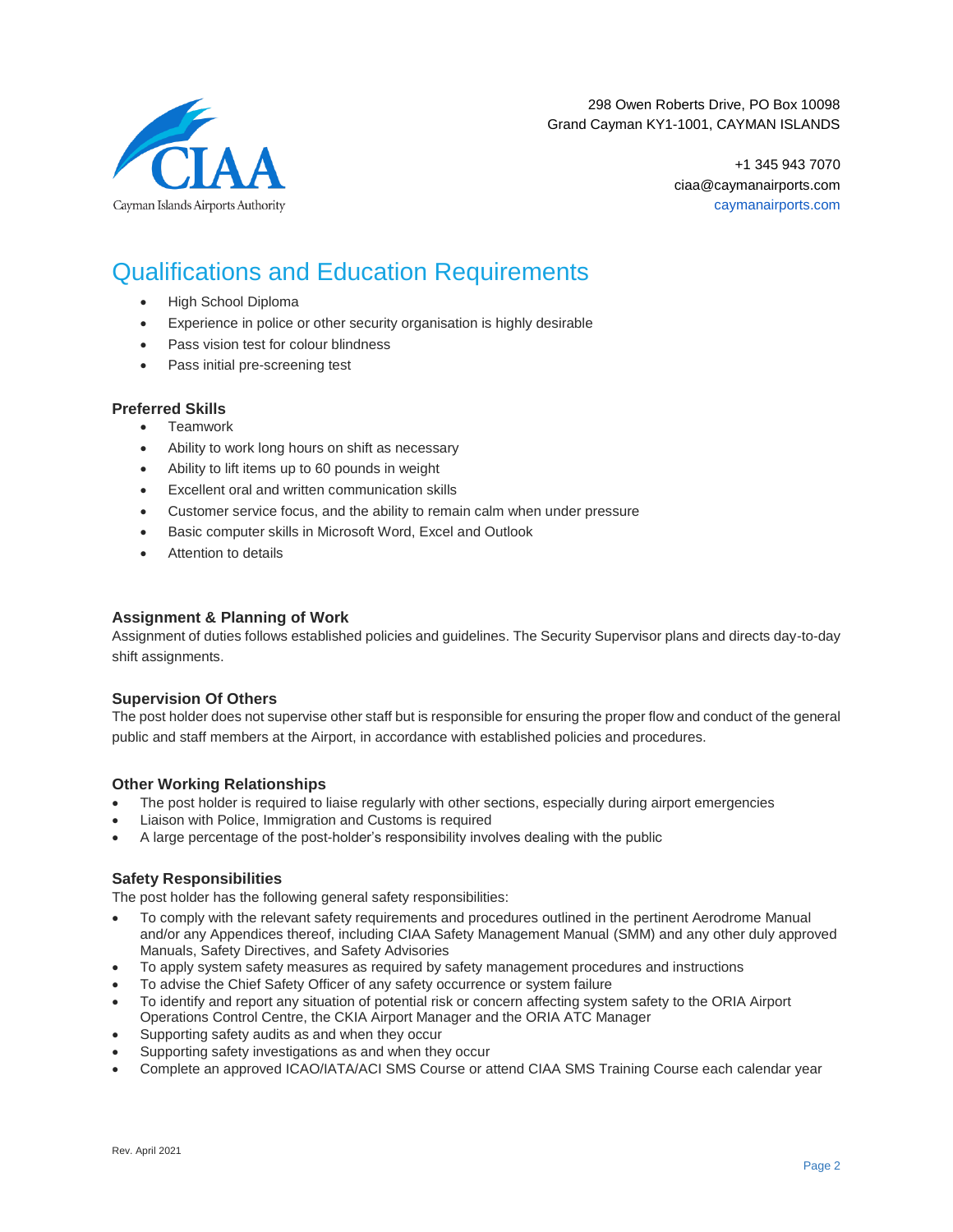# Qualifications and Education Requirements

- High School Diploma
- Experience in police or other security organisation is highly desirable
- Pass vision test for colour blindness
- Pass initial pre-screening test

### Preferred Skills

- Teamwork
- Ability to work long hours on shift as necessary
- Ability to lift items up to 60 pounds in weight
- Excellent oral and written communication skills
- Customer service focus, and the ability to remain calm when under pressure
- Basic computer skills in Microsoft Word, Excel and Outlook
- Attention to details

### Assignment & Planning of Work

Assignment of duties follows established policies and guidelines. The Security Supervisor plans and directs day-to-day shift assignments.

### Supervision Of Others

The post holder does not supervise other staff but is responsible for ensuring the proper flow and conduct of the general public and staff members at the Airport, in accordance with established policies and procedures.

### Other Working Relationships

- The post holder is required to liaise regularly with other sections, especially during airport emergencies
- Liaison with Police, Immigration and Customs is required
- A large percentage of the post-holder's responsibility involves dealing with the public

### Safety Responsibilities

The post holder has the following general safety responsibilities:

- To comply with the relevant safety requirements and procedures outlined in the pertinent Aerodrome Manual and/or any Appendices thereof, including CIAA Safety Management Manual (SMM) and any other duly approved Manuals, Safety Directives, and Safety Advisories
- To apply system safety measures as required by safety management procedures and instructions
- To advise the Chief Safety Officer of any safety occurrence or system failure
- To identify and report any situation of potential risk or concern affecting system safety to the ORIA Airport Operations Control Centre, the CKIA Airport Manager and the ORIA ATC Manager
- Supporting safety audits as and when they occur
- Supporting safety investigations as and when they occur
- Complete an approved ICAO/IATA/ACI SMS Course or attend CIAA SMS Training Course each calendar year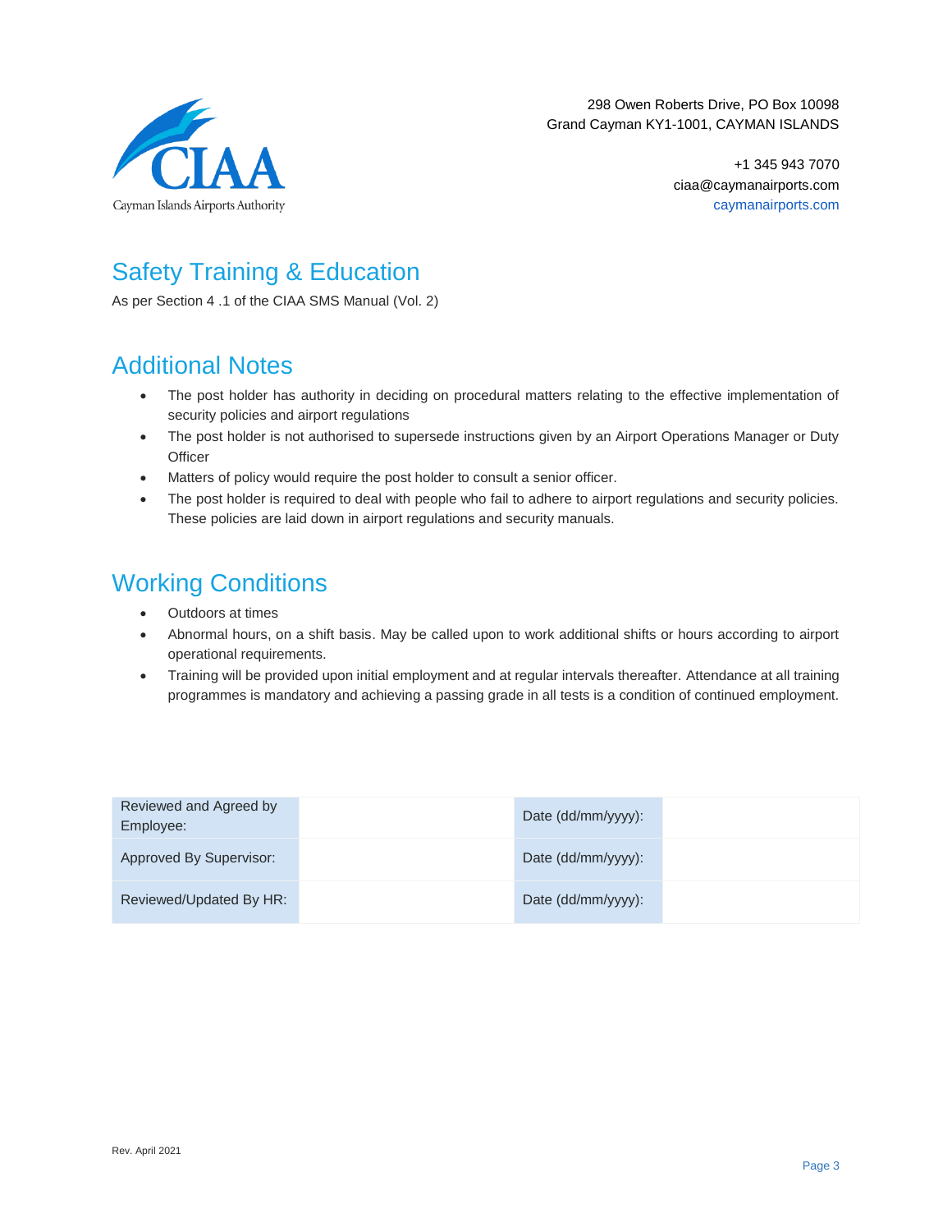298 Owen Roberts Drive, PO Box 10098
Grand Cayman KY1-1001, CAYMAN ISLANDS

+1 345 943 7070
ciaa@caymanairports.com
caymanairports.com

## Safety Training & Education

As per Section 4 .1 of the CIAA SMS Manual (Vol. 2)

## Additional Notes

- The post holder has authority in deciding on procedural matters relating to the effective implementation of security policies and airport regulations
- The post holder is not authorised to supersede instructions given by an Airport Operations Manager or Duty Officer
- Matters of policy would require the post holder to consult a senior officer.
- The post holder is required to deal with people who fail to adhere to airport regulations and security policies. These policies are laid down in airport regulations and security manuals.

## Working Conditions

- Outdoors at times
- Abnormal hours, on a shift basis. May be called upon to work additional shifts or hours according to airport operational requirements.
- Training will be provided upon initial employment and at regular intervals thereafter. Attendance at all training programmes is mandatory and achieving a passing grade in all tests is a condition of continued employment.

| | | | |
|---|---|---|---|
| Reviewed and Agreed by Employee: | | Date (dd/mm/yyyy): | |
| Approved By Supervisor: | | Date (dd/mm/yyyy): | |
| Reviewed/Updated By HR: | | Date (dd/mm/yyyy): | |

Rev. April 2021